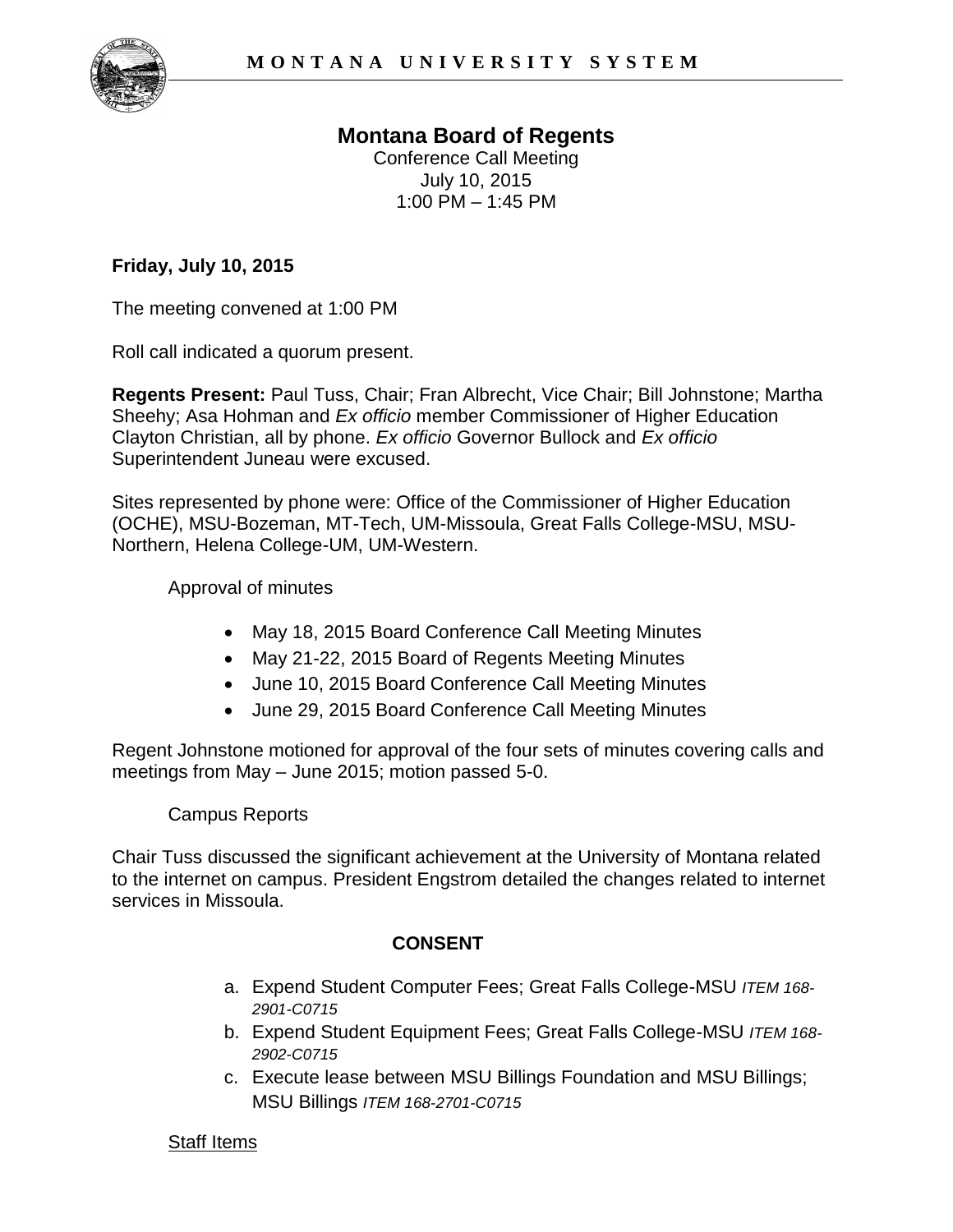M O N T A N A   U N I V E R S I T Y   S Y S T E M

# Montana Board of Regents

Conference Call Meeting
July 10, 2015
1:00 PM – 1:45 PM

**Friday, July 10, 2015**

The meeting convened at 1:00 PM

Roll call indicated a quorum present.

**Regents Present:** Paul Tuss, Chair; Fran Albrecht, Vice Chair; Bill Johnstone; Martha Sheehy; Asa Hohman and *Ex officio* member Commissioner of Higher Education Clayton Christian, all by phone. *Ex officio* Governor Bullock and *Ex officio* Superintendent Juneau were excused.

Sites represented by phone were: Office of the Commissioner of Higher Education (OCHE), MSU-Bozeman, MT-Tech, UM-Missoula, Great Falls College-MSU, MSU-Northern, Helena College-UM, UM-Western.

Approval of minutes

- May 18, 2015 Board Conference Call Meeting Minutes
- May 21-22, 2015 Board of Regents Meeting Minutes
- June 10, 2015 Board Conference Call Meeting Minutes
- June 29, 2015 Board Conference Call Meeting Minutes

Regent Johnstone motioned for approval of the four sets of minutes covering calls and meetings from May – June 2015; motion passed 5-0.

Campus Reports

Chair Tuss discussed the significant achievement at the University of Montana related to the internet on campus. President Engstrom detailed the changes related to internet services in Missoula.

**CONSENT**

a. Expend Student Computer Fees; Great Falls College-MSU *ITEM 168-2901-C0715*
b. Expend Student Equipment Fees; Great Falls College-MSU *ITEM 168-2902-C0715*
c. Execute lease between MSU Billings Foundation and MSU Billings; MSU Billings *ITEM 168-2701-C0715*

Staff Items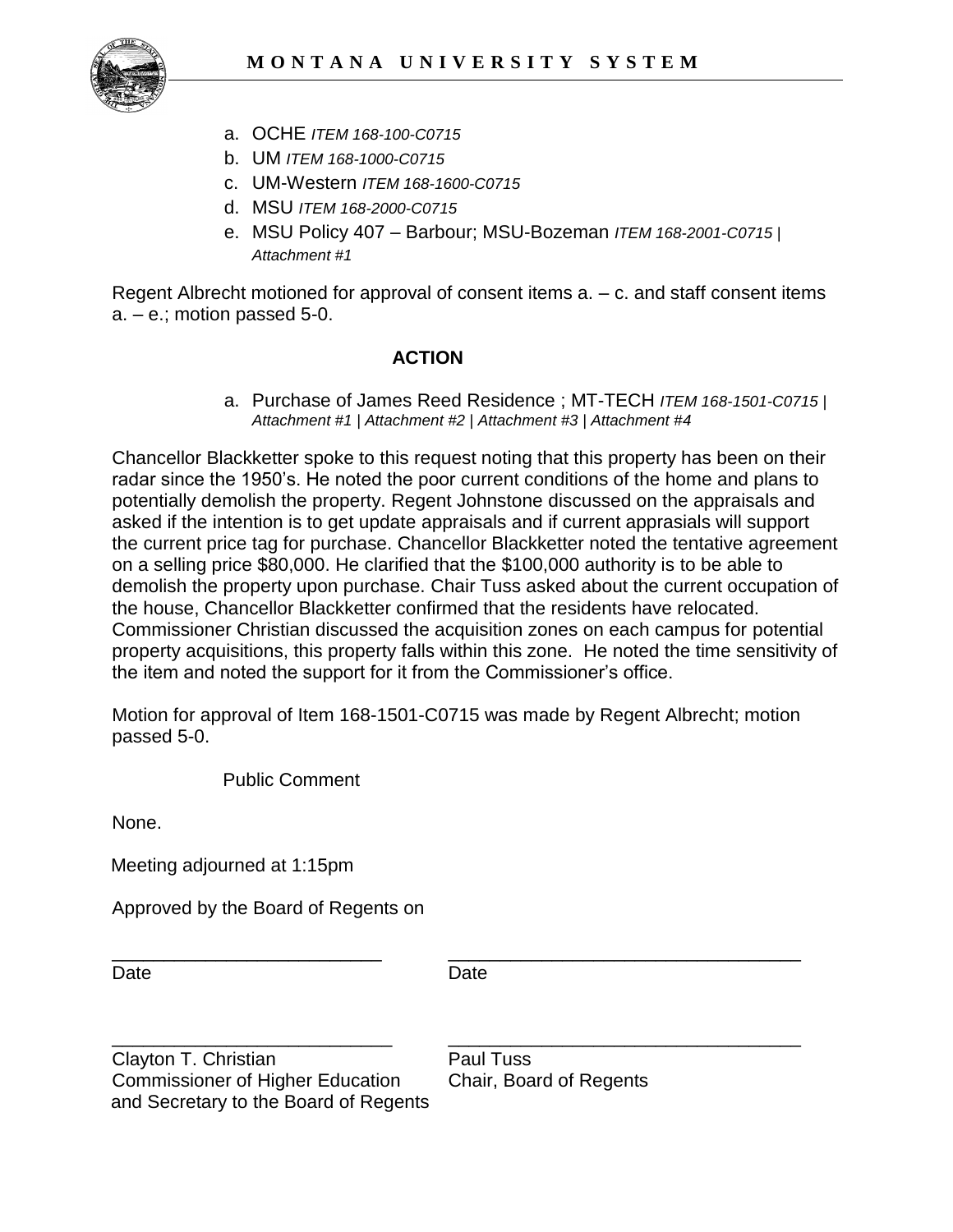a. OCHE *ITEM 168-100-C0715*
b. UM *ITEM 168-1000-C0715*
c. UM-Western *ITEM 168-1600-C0715*
d. MSU *ITEM 168-2000-C0715*
e. MSU Policy 407 – Barbour; MSU-Bozeman *ITEM 168-2001-C0715 | Attachment #1*

Regent Albrecht motioned for approval of consent items a. – c. and staff consent items a. – e.; motion passed 5-0.

**ACTION**

a. Purchase of James Reed Residence ; MT-TECH *ITEM 168-1501-C0715 | Attachment #1 | Attachment #2 | Attachment #3 | Attachment #4*

Chancellor Blackketter spoke to this request noting that this property has been on their radar since the 1950's. He noted the poor current conditions of the home and plans to potentially demolish the property. Regent Johnstone discussed on the appraisals and asked if the intention is to get update appraisals and if current apprasials will support the current price tag for purchase. Chancellor Blackketter noted the tentative agreement on a selling price $80,000. He clarified that the $100,000 authority is to be able to demolish the property upon purchase. Chair Tuss asked about the current occupation of the house, Chancellor Blackketter confirmed that the residents have relocated. Commissioner Christian discussed the acquisition zones on each campus for potential property acquisitions, this property falls within this zone. He noted the time sensitivity of the item and noted the support for it from the Commissioner's office.

Motion for approval of Item 168-1501-C0715 was made by Regent Albrecht; motion passed 5-0.

Public Comment

None.

Meeting adjourned at 1:15pm

Approved by the Board of Regents on

| | |
|---|---|
| ___________________________ | ___________________________ |
| Date | Date |
| ___________________________ | ___________________________ |
| Clayton T. Christian<br>Commissioner of Higher Education<br>and Secretary to the Board of Regents | Paul Tuss<br>Chair, Board of Regents |